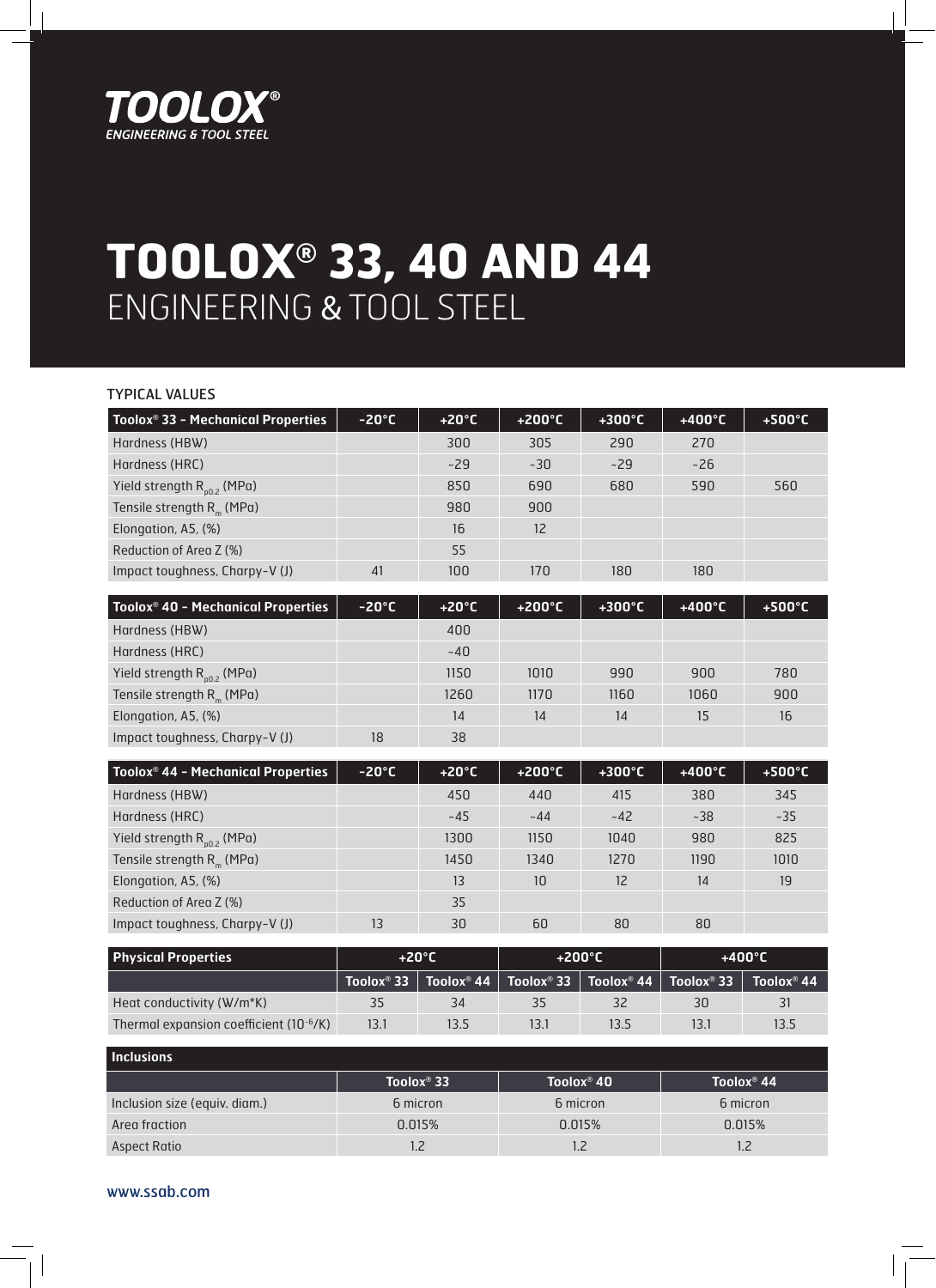TOOLOX®
ENGINEERING & TOOL STEEL

# TOOLOX® 33, 40 AND 44
## ENGINEERING & TOOL STEEL

TYPICAL VALUES

| Toolox® 33 - Mechanical Properties | -20°C | +20°C | +200°C | +300°C | +400°C | +500°C |
|---|---|---|---|---|---|---|
| Hardness (HBW) | | 300 | 305 | 290 | 270 | |
| Hardness (HRC) | | ~29 | ~30 | ~29 | ~26 | |
| Yield strength $R_{p0.2}$ (MPa) | | 850 | 690 | 680 | 590 | 560 |
| Tensile strength $R_m$ (MPa) | | 980 | 900 | | | |
| Elongation, A5, (%) | | 16 | 12 | | | |
| Reduction of Area Z (%) | | 55 | | | | |
| Impact toughness, Charpy-V (J) | 41 | 100 | 170 | 180 | 180 | |

| Toolox® 40 - Mechanical Properties | -20°C | +20°C | +200°C | +300°C | +400°C | +500°C |
|---|---|---|---|---|---|---|
| Hardness (HBW) | | 400 | | | | |
| Hardness (HRC) | | ~40 | | | | |
| Yield strength $R_{p0.2}$ (MPa) | | 1150 | 1010 | 990 | 900 | 780 |
| Tensile strength $R_m$ (MPa) | | 1260 | 1170 | 1160 | 1060 | 900 |
| Elongation, A5, (%) | | 14 | 14 | 14 | 15 | 16 |
| Impact toughness, Charpy-V (J) | 18 | 38 | | | | |

| Toolox® 44 - Mechanical Properties | -20°C | +20°C | +200°C | +300°C | +400°C | +500°C |
|---|---|---|---|---|---|---|
| Hardness (HBW) | | 450 | 440 | 415 | 380 | 345 |
| Hardness (HRC) | | ~45 | ~44 | ~42 | ~38 | ~35 |
| Yield strength $R_{p0.2}$ (MPa) | | 1300 | 1150 | 1040 | 980 | 825 |
| Tensile strength $R_m$ (MPa) | | 1450 | 1340 | 1270 | 1190 | 1010 |
| Elongation, A5, (%) | | 13 | 10 | 12 | 14 | 19 |
| Reduction of Area Z (%) | | 35 | | | | |
| Impact toughness, Charpy-V (J) | 13 | 30 | 60 | 80 | 80 | |

| Physical Properties | +20°C | | +200°C | | +400°C | |
|---|---|---|---|---|---|---|
| | Toolox® 33 | Toolox® 44 | Toolox® 33 | Toolox® 44 | Toolox® 33 | Toolox® 44 |
| Heat conductivity (W/m*K) | 35 | 34 | 35 | 32 | 30 | 31 |
| Thermal expansion coefficient ($10^{-6}$/K) | 13.1 | 13.5 | 13.1 | 13.5 | 13.1 | 13.5 |

| Inclusions | | | |
|---|---|---|---|
| | Toolox® 33 | Toolox® 40 | Toolox® 44 |
| Inclusion size (equiv. diam.) | 6 micron | 6 micron | 6 micron |
| Area fraction | 0.015% | 0.015% | 0.015% |
| Aspect Ratio | 1.2 | 1.2 | 1.2 |

www.ssab.com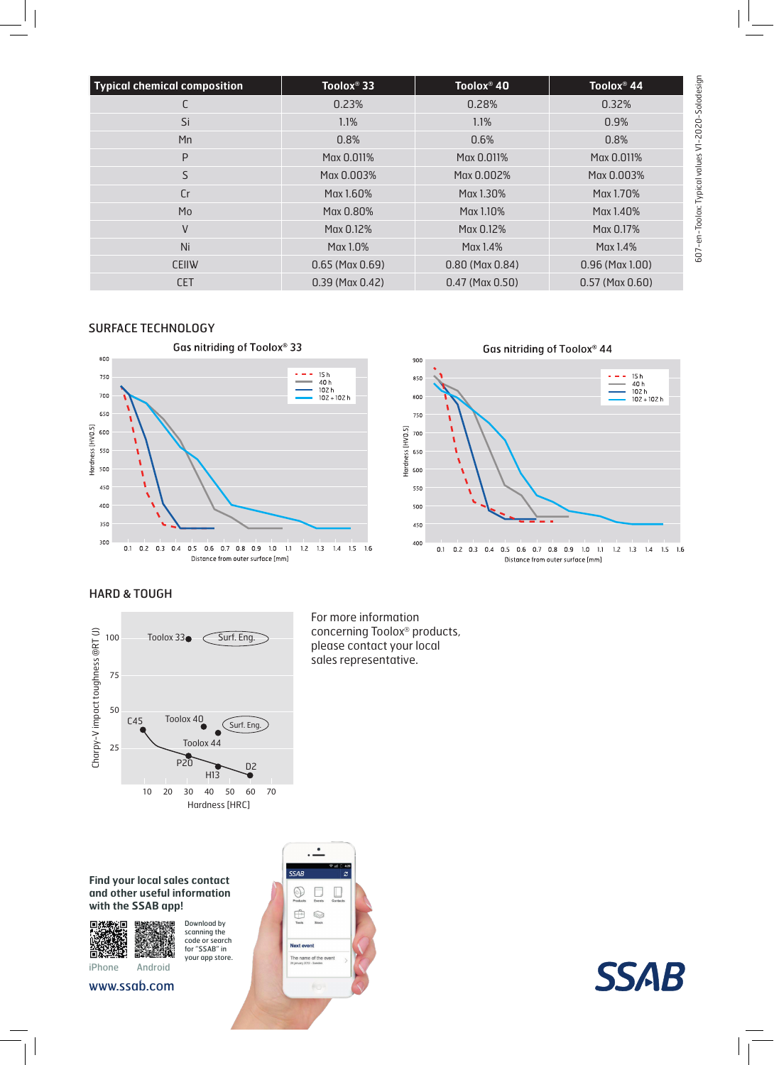| Typical chemical composition | Toolox® 33 | Toolox® 40 | Toolox® 44 |
|---|---|---|---|
| C | 0.23% | 0.28% | 0.32% |
| Si | 1.1% | 1.1% | 0.9% |
| Mn | 0.8% | 0.6% | 0.8% |
| P | Max 0.011% | Max 0.011% | Max 0.011% |
| S | Max 0.003% | Max 0.002% | Max 0.003% |
| Cr | Max 1.60% | Max 1.30% | Max 1.70% |
| Mo | Max 0.80% | Max 1.10% | Max 1.40% |
| V | Max 0.12% | Max 0.12% | Max 0.17% |
| Ni | Max 1.0% | Max 1.4% | Max 1.4% |
| CEIIW | 0.65 (Max 0.69) | 0.80 (Max 0.84) | 0.96 (Max 1.00) |
| CET | 0.39 (Max 0.42) | 0.47 (Max 0.50) | 0.57 (Max 0.60) |

607-en-Toolox: Typical values V1-2020-Solodesign

## SURFACE TECHNOLOGY

Gas nitriding of Toolox® 33

Hardness [HV0.5]

800
750
700
650
600
550
500
450
400
350
300

0.1 0.2 0.3 0.4 0.5 0.6 0.7 0.8 0.9 1.0 1.1 1.2 1.3 1.4 1.5 1.6

Distance from outer surface [mm]

15 h
40 h
102 h
102 + 102 h

Gas nitriding of Toolox® 44

Hardness [HV0.5]

900
850
800
750
700
650
600
550
500
450
400

0.1 0.2 0.3 0.4 0.5 0.6 0.7 0.8 0.9 1.0 1.1 1.2 1.3 1.4 1.5 1.6

Distance from outer surface [mm]

15 h
40 h
102 h
102 + 102 h

## HARD & TOUGH

Charpy-V impact toughness @RT (J)

100
75
50
25

10 20 30 40 50 60 70

Hardness [HRC]

Toolox 33
Surf. Eng.
C45
Toolox 40
Surf. Eng.
Toolox 44
P20
H13
D2

For more information concerning Toolox® products, please contact your local sales representative.

**Find your local sales contact and other useful information with the SSAB app!**

Download by scanning the code or search for "SSAB" in your app store.

iPhone Android

www.ssab.com

SSAB